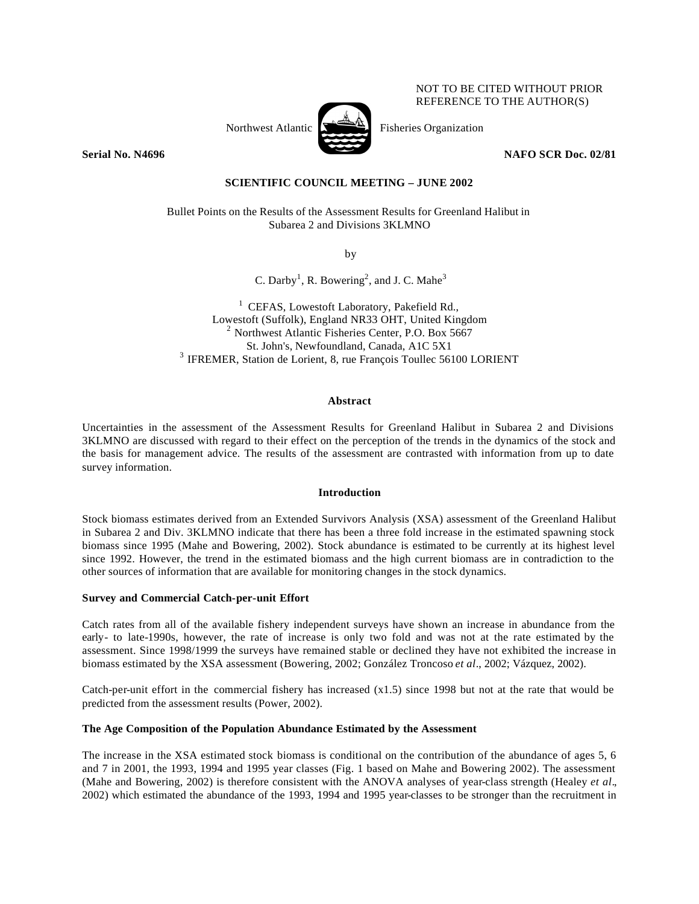NOT TO BE CITED WITHOUT PRIOR REFERENCE TO THE AUTHOR(S)

Northwest Atlantic Fisheries Organization

**Serial No. N4696** **NAFO SCR Doc. 02/81**

**SCIENTIFIC COUNCIL MEETING – JUNE 2002**

# Bullet Points on the Results of the Assessment Results for Greenland Halibut in Subarea 2 and Divisions 3KLMNO

by

C. Darby[1], R. Bowering[2], and J. C. Mahe[3]

[1] CEFAS, Lowestoft Laboratory, Pakefield Rd., Lowestoft (Suffolk), England NR33 OHT, United Kingdom
[2] Northwest Atlantic Fisheries Center, P.O. Box 5667 St. John's, Newfoundland, Canada, A1C 5X1
[3] IFREMER, Station de Lorient, 8, rue François Toullec 56100 LORIENT

## Abstract

Uncertainties in the assessment of the Assessment Results for Greenland Halibut in Subarea 2 and Divisions 3KLMNO are discussed with regard to their effect on the perception of the trends in the dynamics of the stock and the basis for management advice. The results of the assessment are contrasted with information from up to date survey information.

## Introduction

Stock biomass estimates derived from an Extended Survivors Analysis (XSA) assessment of the Greenland Halibut in Subarea 2 and Div. 3KLMNO indicate that there has been a three fold increase in the estimated spawning stock biomass since 1995 (Mahe and Bowering, 2002). Stock abundance is estimated to be currently at its highest level since 1992. However, the trend in the estimated biomass and the high current biomass are in contradiction to the other sources of information that are available for monitoring changes in the stock dynamics.

### Survey and Commercial Catch-per-unit Effort

Catch rates from all of the available fishery independent surveys have shown an increase in abundance from the early- to late-1990s, however, the rate of increase is only two fold and was not at the rate estimated by the assessment. Since 1998/1999 the surveys have remained stable or declined they have not exhibited the increase in biomass estimated by the XSA assessment (Bowering, 2002; González Troncoso *et al*., 2002; Vázquez, 2002).

Catch-per-unit effort in the commercial fishery has increased (x1.5) since 1998 but not at the rate that would be predicted from the assessment results (Power, 2002).

### The Age Composition of the Population Abundance Estimated by the Assessment

The increase in the XSA estimated stock biomass is conditional on the contribution of the abundance of ages 5, 6 and 7 in 2001, the 1993, 1994 and 1995 year classes (Fig. 1 based on Mahe and Bowering 2002). The assessment (Mahe and Bowering, 2002) is therefore consistent with the ANOVA analyses of year-class strength (Healey *et al*., 2002) which estimated the abundance of the 1993, 1994 and 1995 year-classes to be stronger than the recruitment in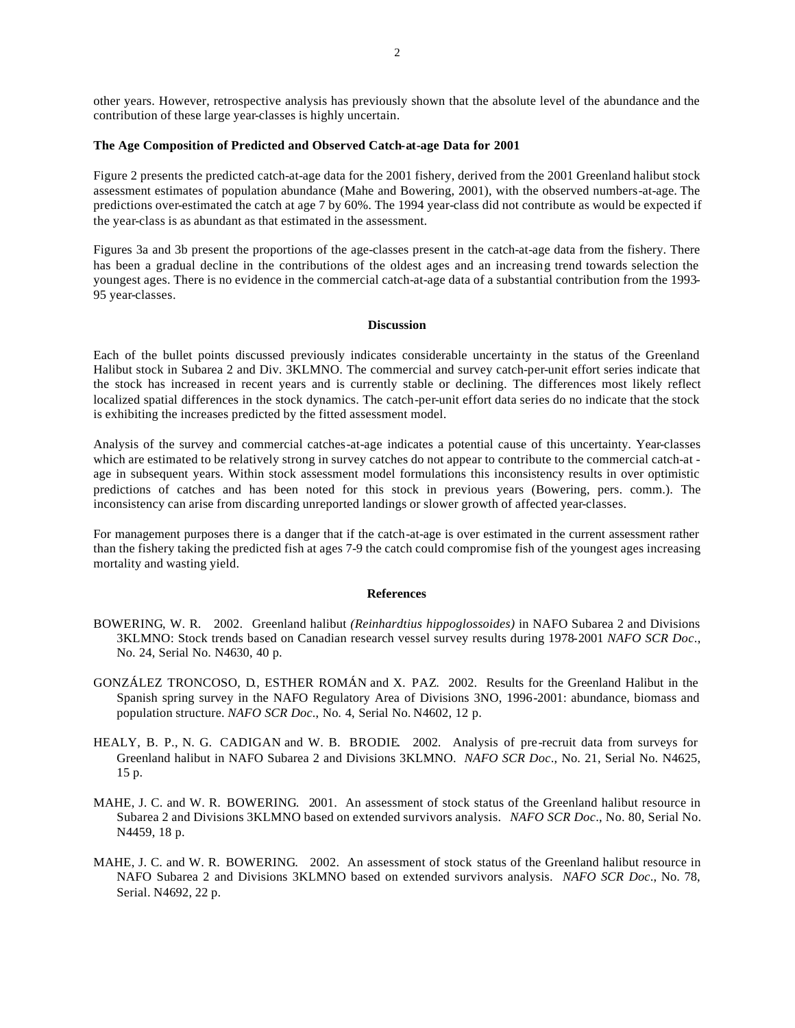other years. However, retrospective analysis has previously shown that the absolute level of the abundance and the contribution of these large year-classes is highly uncertain.

**The Age Composition of Predicted and Observed Catch-at-age Data for 2001**

Figure 2 presents the predicted catch-at-age data for the 2001 fishery, derived from the 2001 Greenland halibut stock assessment estimates of population abundance (Mahe and Bowering, 2001), with the observed numbers-at-age. The predictions over-estimated the catch at age 7 by 60%. The 1994 year-class did not contribute as would be expected if the year-class is as abundant as that estimated in the assessment.

Figures 3a and 3b present the proportions of the age-classes present in the catch-at-age data from the fishery. There has been a gradual decline in the contributions of the oldest ages and an increasing trend towards selection the youngest ages. There is no evidence in the commercial catch-at-age data of a substantial contribution from the 1993-95 year-classes.

## Discussion

Each of the bullet points discussed previously indicates considerable uncertainty in the status of the Greenland Halibut stock in Subarea 2 and Div. 3KLMNO. The commercial and survey catch-per-unit effort series indicate that the stock has increased in recent years and is currently stable or declining. The differences most likely reflect localized spatial differences in the stock dynamics. The catch-per-unit effort data series do no indicate that the stock is exhibiting the increases predicted by the fitted assessment model.

Analysis of the survey and commercial catches-at-age indicates a potential cause of this uncertainty. Year-classes which are estimated to be relatively strong in survey catches do not appear to contribute to the commercial catch-at-age in subsequent years. Within stock assessment model formulations this inconsistency results in over optimistic predictions of catches and has been noted for this stock in previous years (Bowering, pers. comm.). The inconsistency can arise from discarding unreported landings or slower growth of affected year-classes.

For management purposes there is a danger that if the catch-at-age is over estimated in the current assessment rather than the fishery taking the predicted fish at ages 7-9 the catch could compromise fish of the youngest ages increasing mortality and wasting yield.

## References

BOWERING, W. R. 2002. Greenland halibut *(Reinhardtius hippoglossoides)* in NAFO Subarea 2 and Divisions 3KLMNO: Stock trends based on Canadian research vessel survey results during 1978-2001 *NAFO SCR Doc*., No. 24, Serial No. N4630, 40 p.

GONZÁLEZ TRONCOSO, D., ESTHER ROMÁN and X. PAZ. 2002. Results for the Greenland Halibut in the Spanish spring survey in the NAFO Regulatory Area of Divisions 3NO, 1996-2001: abundance, biomass and population structure. *NAFO SCR Doc*., No. 4, Serial No. N4602, 12 p.

HEALY, B. P., N. G. CADIGAN and W. B. BRODIE. 2002. Analysis of pre-recruit data from surveys for Greenland halibut in NAFO Subarea 2 and Divisions 3KLMNO. *NAFO SCR Doc*., No. 21, Serial No. N4625, 15 p.

MAHE, J. C. and W. R. BOWERING. 2001. An assessment of stock status of the Greenland halibut resource in Subarea 2 and Divisions 3KLMNO based on extended survivors analysis. *NAFO SCR Doc*., No. 80, Serial No. N4459, 18 p.

MAHE, J. C. and W. R. BOWERING. 2002. An assessment of stock status of the Greenland halibut resource in NAFO Subarea 2 and Divisions 3KLMNO based on extended survivors analysis. *NAFO SCR Doc*., No. 78, Serial. N4692, 22 p.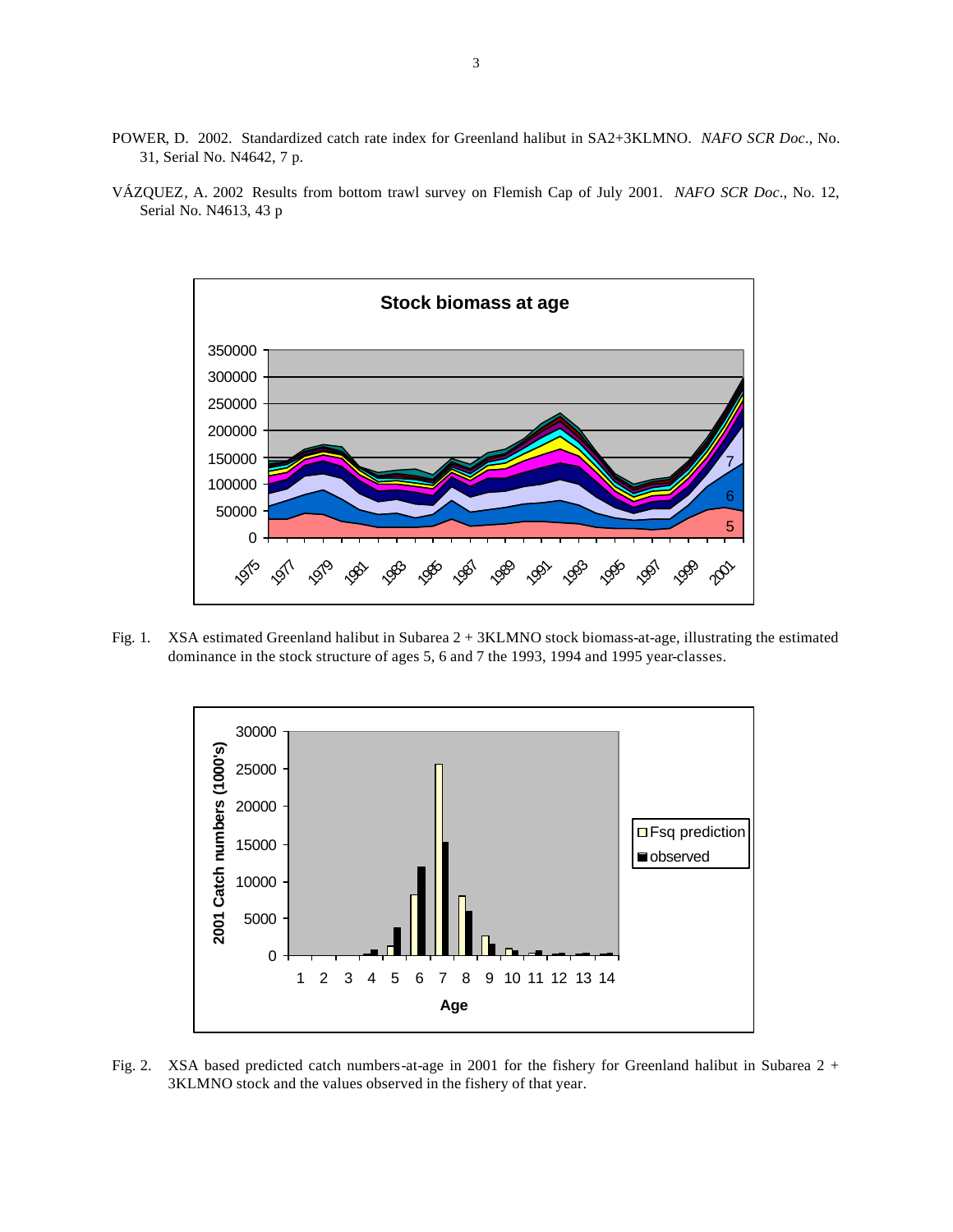POWER, D. 2002. Standardized catch rate index for Greenland halibut in SA2+3KLMNO. *NAFO SCR Doc*., No. 31, Serial No. N4642, 7 p.

VÁZQUEZ, A. 2002 Results from bottom trawl survey on Flemish Cap of July 2001. *NAFO SCR Doc.,* No. 12, Serial No. N4613, 43 p

Fig. 1. XSA estimated Greenland halibut in Subarea 2 + 3KLMNO stock biomass-at-age, illustrating the estimated dominance in the stock structure of ages 5, 6 and 7 the 1993, 1994 and 1995 year-classes.

Fig. 2. XSA based predicted catch numbers-at-age in 2001 for the fishery for Greenland halibut in Subarea 2 + 3KLMNO stock and the values observed in the fishery of that year.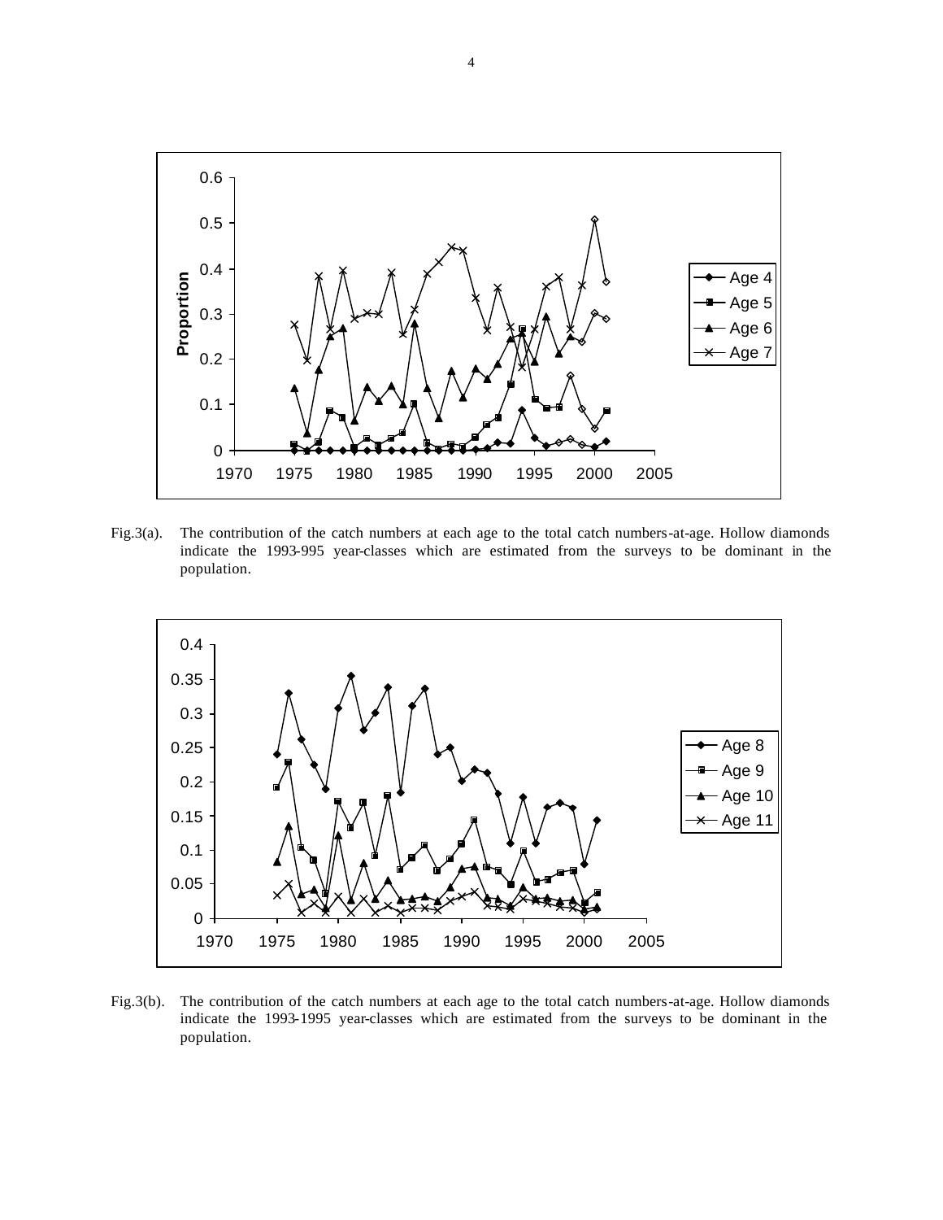0.6

0.5

0.4

0.3

0.2

0.1

0

Proportion

1970 1975 1980 1985 1990 1995 2000 2005

Age 4
Age 5
Age 6
Age 7

Fig.3(a). The contribution of the catch numbers at each age to the total catch numbers-at-age. Hollow diamonds indicate the 1993-995 year-classes which are estimated from the surveys to be dominant in the population.

0.4

0.35

0.3

0.25

0.2

0.15

0.1

0.05

0

1970 1975 1980 1985 1990 1995 2000 2005

Age 8
Age 9
Age 10
Age 11

Fig.3(b). The contribution of the catch numbers at each age to the total catch numbers-at-age. Hollow diamonds indicate the 1993-1995 year-classes which are estimated from the surveys to be dominant in the population.